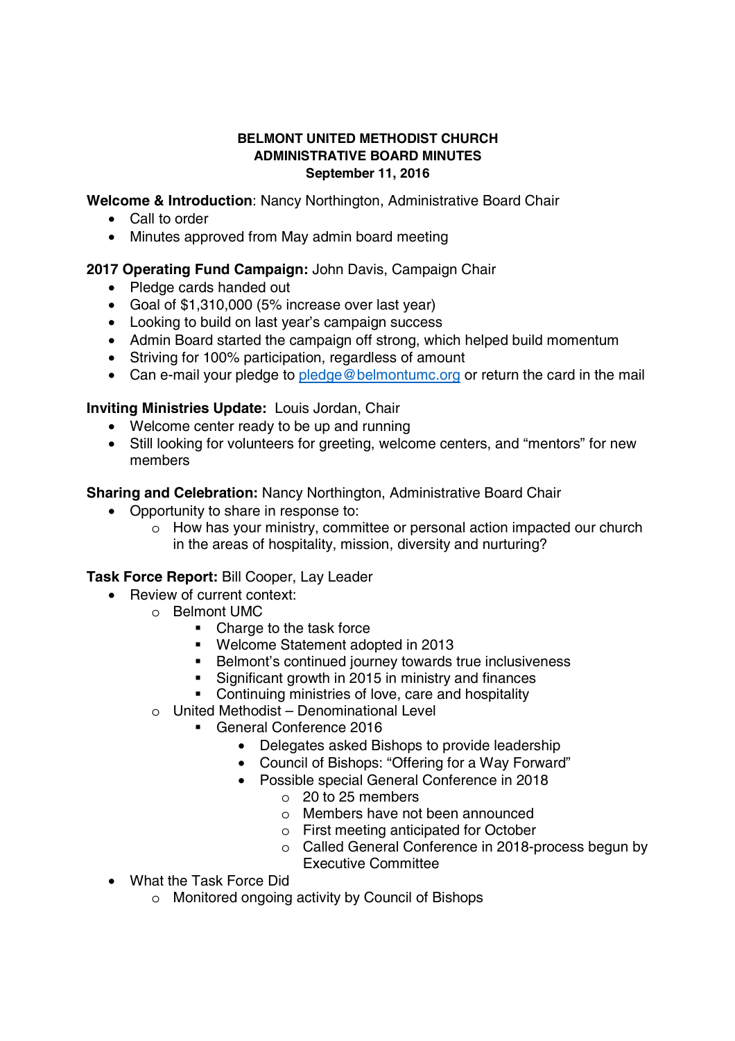**BELMONT UNITED METHODIST CHURCH**
**ADMINISTRATIVE BOARD MINUTES**
**September 11, 2016**

**Welcome & Introduction**: Nancy Northington, Administrative Board Chair

- Call to order
- Minutes approved from May admin board meeting

**2017 Operating Fund Campaign:** John Davis, Campaign Chair

- Pledge cards handed out
- Goal of $1,310,000 (5% increase over last year)
- Looking to build on last year's campaign success
- Admin Board started the campaign off strong, which helped build momentum
- Striving for 100% participation, regardless of amount
- Can e-mail your pledge to pledge@belmontumc.org or return the card in the mail

**Inviting Ministries Update:** Louis Jordan, Chair

- Welcome center ready to be up and running
- Still looking for volunteers for greeting, welcome centers, and "mentors" for new members

**Sharing and Celebration:** Nancy Northington, Administrative Board Chair

- Opportunity to share in response to:
  - How has your ministry, committee or personal action impacted our church in the areas of hospitality, mission, diversity and nurturing?

**Task Force Report:** Bill Cooper, Lay Leader

- Review of current context:
  - Belmont UMC
    - Charge to the task force
    - Welcome Statement adopted in 2013
    - Belmont's continued journey towards true inclusiveness
    - Significant growth in 2015 in ministry and finances
    - Continuing ministries of love, care and hospitality
  - United Methodist – Denominational Level
    - General Conference 2016
      - Delegates asked Bishops to provide leadership
      - Council of Bishops: "Offering for a Way Forward"
      - Possible special General Conference in 2018
        - 20 to 25 members
        - Members have not been announced
        - First meeting anticipated for October
        - Called General Conference in 2018-process begun by Executive Committee
- What the Task Force Did
  - Monitored ongoing activity by Council of Bishops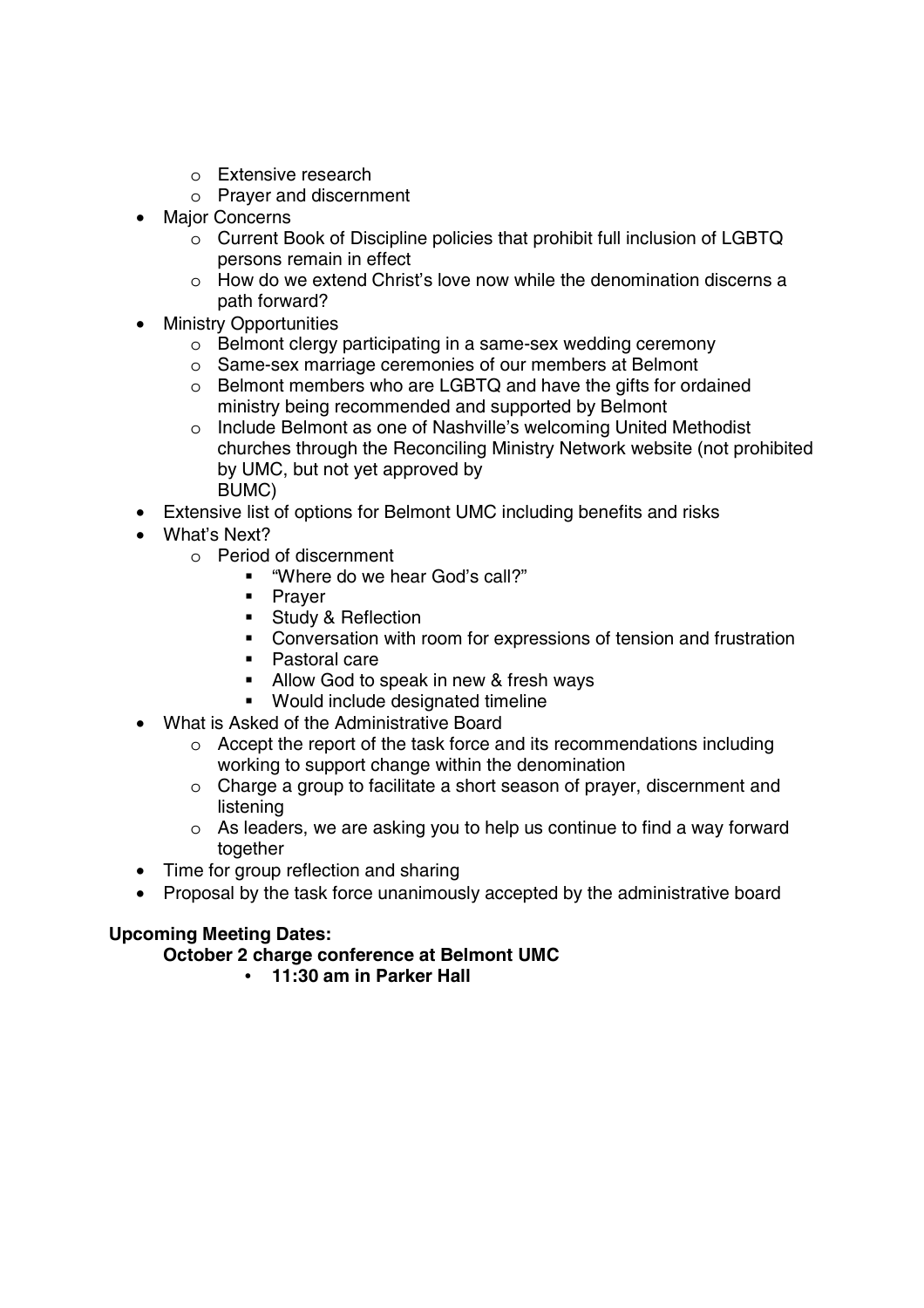- Extensive research
  - Prayer and discernment
- Major Concerns
  - Current Book of Discipline policies that prohibit full inclusion of LGBTQ persons remain in effect
  - How do we extend Christ's love now while the denomination discerns a path forward?
- Ministry Opportunities
  - Belmont clergy participating in a same-sex wedding ceremony
  - Same-sex marriage ceremonies of our members at Belmont
  - Belmont members who are LGBTQ and have the gifts for ordained ministry being recommended and supported by Belmont
  - Include Belmont as one of Nashville's welcoming United Methodist churches through the Reconciling Ministry Network website (not prohibited by UMC, but not yet approved by BUMC)
- Extensive list of options for Belmont UMC including benefits and risks
- What's Next?
  - Period of discernment
    - "Where do we hear God's call?"
    - Prayer
    - Study & Reflection
    - Conversation with room for expressions of tension and frustration
    - Pastoral care
    - Allow God to speak in new & fresh ways
    - Would include designated timeline
- What is Asked of the Administrative Board
  - Accept the report of the task force and its recommendations including working to support change within the denomination
  - Charge a group to facilitate a short season of prayer, discernment and listening
  - As leaders, we are asking you to help us continue to find a way forward together
- Time for group reflection and sharing
- Proposal by the task force unanimously accepted by the administrative board

**Upcoming Meeting Dates:**

**October 2 charge conference at Belmont UMC**

- **11:30 am in Parker Hall**